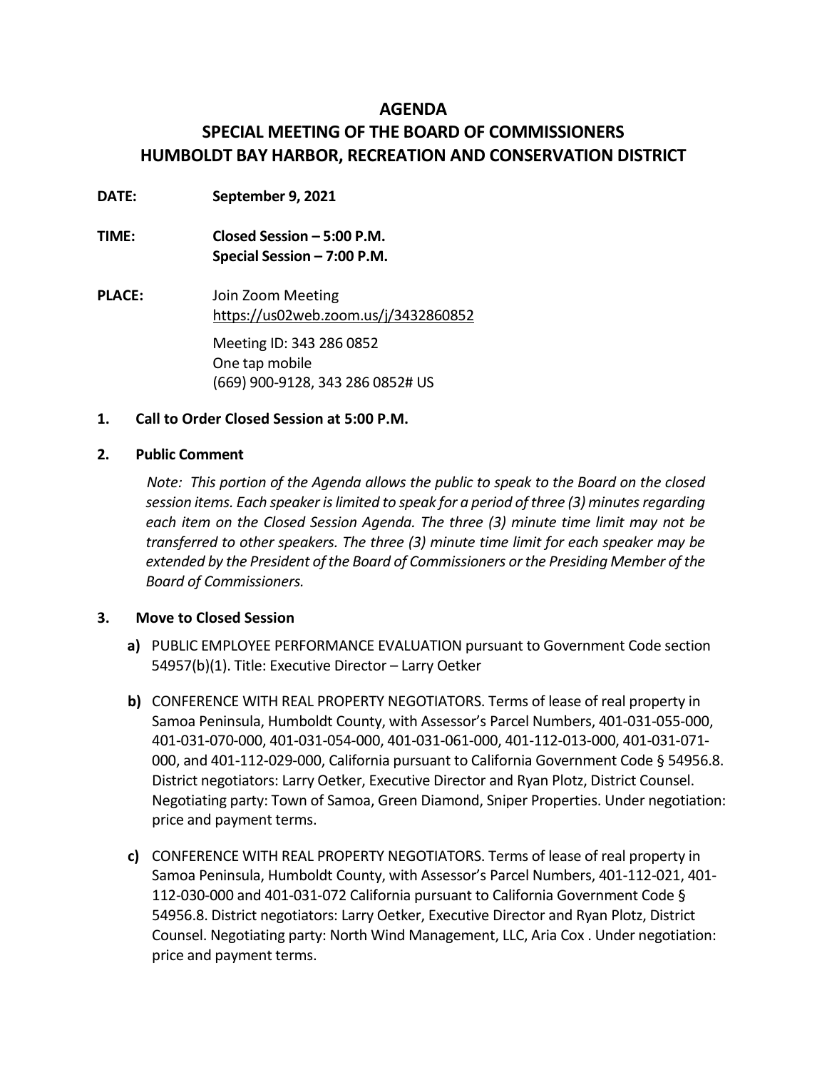# AGENDA

## SPECIAL MEETING OF THE BOARD OF COMMISSIONERS
## HUMBOLDT BAY HARBOR, RECREATION AND CONSERVATION DISTRICT

**DATE:** **September 9, 2021**

**TIME:** **Closed Session – 5:00 P.M.**
**Special Session – 7:00 P.M.**

**PLACE:** Join Zoom Meeting
https://us02web.zoom.us/j/3432860852

Meeting ID: 343 286 0852
One tap mobile
(669) 900-9128, 343 286 0852# US

**1. Call to Order Closed Session at 5:00 P.M.**

**2. Public Comment**

*Note: This portion of the Agenda allows the public to speak to the Board on the closed session items. Each speaker is limited to speak for a period of three (3) minutes regarding each item on the Closed Session Agenda. The three (3) minute time limit may not be transferred to other speakers. The three (3) minute time limit for each speaker may be extended by the President of the Board of Commissioners or the Presiding Member of the Board of Commissioners.*

**3. Move to Closed Session**

**a)** PUBLIC EMPLOYEE PERFORMANCE EVALUATION pursuant to Government Code section 54957(b)(1). Title: Executive Director – Larry Oetker

**b)** CONFERENCE WITH REAL PROPERTY NEGOTIATORS. Terms of lease of real property in Samoa Peninsula, Humboldt County, with Assessor's Parcel Numbers, 401-031-055-000, 401-031-070-000, 401-031-054-000, 401-031-061-000, 401-112-013-000, 401-031-071-000, and 401-112-029-000, California pursuant to California Government Code § 54956.8. District negotiators: Larry Oetker, Executive Director and Ryan Plotz, District Counsel. Negotiating party: Town of Samoa, Green Diamond, Sniper Properties. Under negotiation: price and payment terms.

**c)** CONFERENCE WITH REAL PROPERTY NEGOTIATORS. Terms of lease of real property in Samoa Peninsula, Humboldt County, with Assessor's Parcel Numbers, 401-112-021, 401-112-030-000 and 401-031-072 California pursuant to California Government Code § 54956.8. District negotiators: Larry Oetker, Executive Director and Ryan Plotz, District Counsel. Negotiating party: North Wind Management, LLC, Aria Cox . Under negotiation: price and payment terms.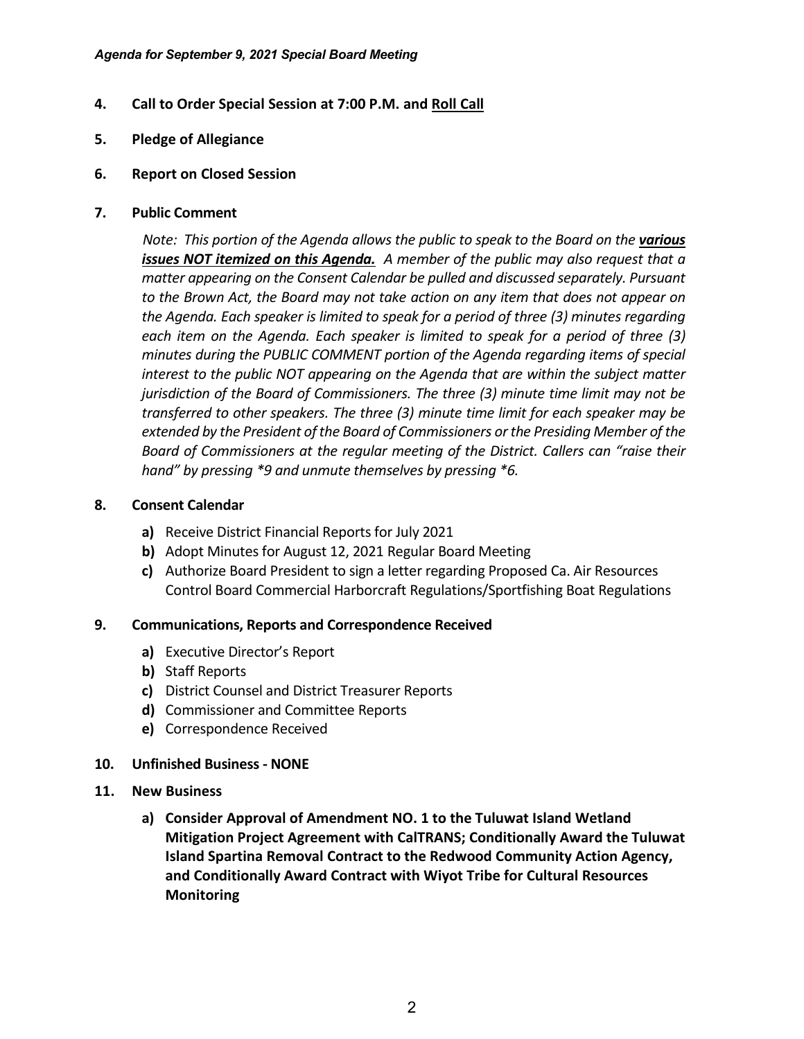**4. Call to Order Special Session at 7:00 P.M. and <u>Roll Call</u>**

**5. Pledge of Allegiance**

**6. Report on Closed Session**

**7. Public Comment**

*Note: This portion of the Agenda allows the public to speak to the Board on the* ***various issues NOT itemized on this Agenda.*** *A member of the public may also request that a matter appearing on the Consent Calendar be pulled and discussed separately. Pursuant to the Brown Act, the Board may not take action on any item that does not appear on the Agenda. Each speaker is limited to speak for a period of three (3) minutes regarding each item on the Agenda. Each speaker is limited to speak for a period of three (3) minutes during the PUBLIC COMMENT portion of the Agenda regarding items of special interest to the public NOT appearing on the Agenda that are within the subject matter jurisdiction of the Board of Commissioners. The three (3) minute time limit may not be transferred to other speakers. The three (3) minute time limit for each speaker may be extended by the President of the Board of Commissioners or the Presiding Member of the Board of Commissioners at the regular meeting of the District. Callers can "raise their hand" by pressing *9 and unmute themselves by pressing *6.*

**8. Consent Calendar**

- **a)** Receive District Financial Reports for July 2021
- **b)** Adopt Minutes for August 12, 2021 Regular Board Meeting
- **c)** Authorize Board President to sign a letter regarding Proposed Ca. Air Resources Control Board Commercial Harborcraft Regulations/Sportfishing Boat Regulations

**9. Communications, Reports and Correspondence Received**

- **a)** Executive Director's Report
- **b)** Staff Reports
- **c)** District Counsel and District Treasurer Reports
- **d)** Commissioner and Committee Reports
- **e)** Correspondence Received

**10. Unfinished Business - NONE**

**11. New Business**

- **a) Consider Approval of Amendment NO. 1 to the Tuluwat Island Wetland Mitigation Project Agreement with CalTRANS; Conditionally Award the Tuluwat Island Spartina Removal Contract to the Redwood Community Action Agency, and Conditionally Award Contract with Wiyot Tribe for Cultural Resources Monitoring**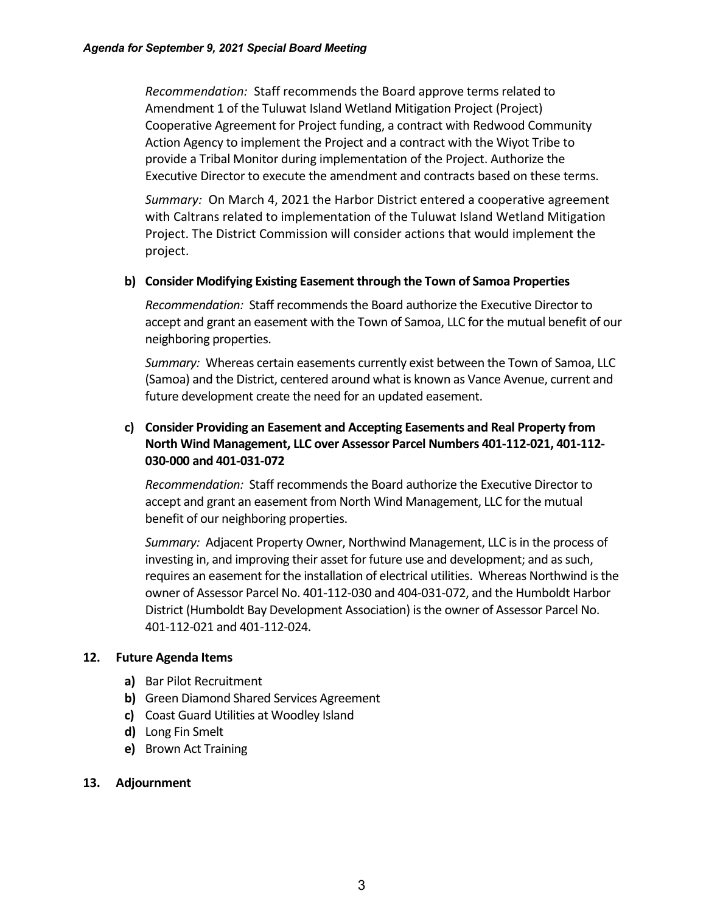*Recommendation:* Staff recommends the Board approve terms related to Amendment 1 of the Tuluwat Island Wetland Mitigation Project (Project) Cooperative Agreement for Project funding, a contract with Redwood Community Action Agency to implement the Project and a contract with the Wiyot Tribe to provide a Tribal Monitor during implementation of the Project. Authorize the Executive Director to execute the amendment and contracts based on these terms.

*Summary:* On March 4, 2021 the Harbor District entered a cooperative agreement with Caltrans related to implementation of the Tuluwat Island Wetland Mitigation Project. The District Commission will consider actions that would implement the project.

**b) Consider Modifying Existing Easement through the Town of Samoa Properties**

*Recommendation:* Staff recommends the Board authorize the Executive Director to accept and grant an easement with the Town of Samoa, LLC for the mutual benefit of our neighboring properties.

*Summary:* Whereas certain easements currently exist between the Town of Samoa, LLC (Samoa) and the District, centered around what is known as Vance Avenue, current and future development create the need for an updated easement.

**c) Consider Providing an Easement and Accepting Easements and Real Property from North Wind Management, LLC over Assessor Parcel Numbers 401-112-021, 401-112-030-000 and 401-031-072**

*Recommendation:* Staff recommends the Board authorize the Executive Director to accept and grant an easement from North Wind Management, LLC for the mutual benefit of our neighboring properties.

*Summary:* Adjacent Property Owner, Northwind Management, LLC is in the process of investing in, and improving their asset for future use and development; and as such, requires an easement for the installation of electrical utilities. Whereas Northwind is the owner of Assessor Parcel No. 401-112-030 and 404-031-072, and the Humboldt Harbor District (Humboldt Bay Development Association) is the owner of Assessor Parcel No. 401-112-021 and 401-112-024.

**12. Future Agenda Items**

- **a)** Bar Pilot Recruitment
- **b)** Green Diamond Shared Services Agreement
- **c)** Coast Guard Utilities at Woodley Island
- **d)** Long Fin Smelt
- **e)** Brown Act Training

**13. Adjournment**